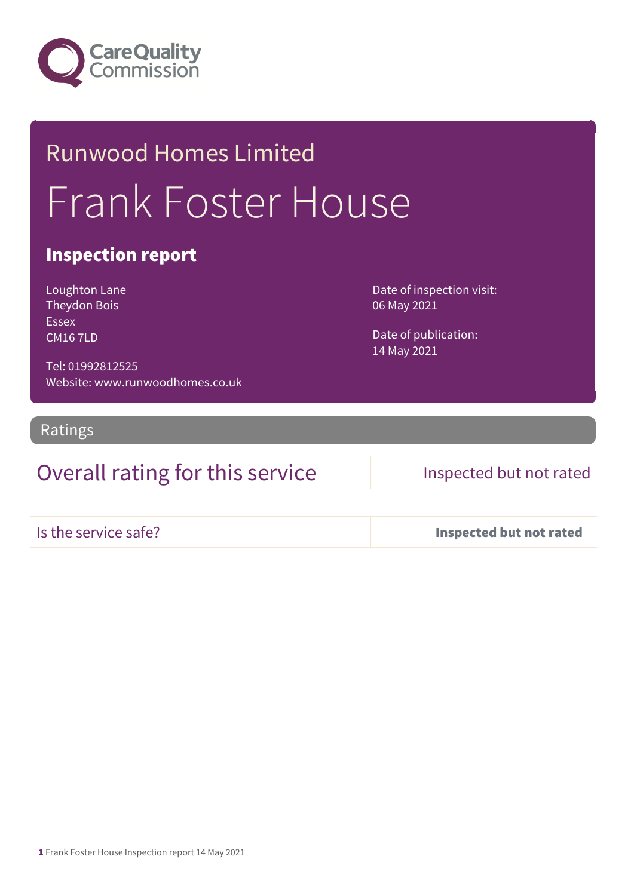Care Quality Commission

# Runwood Homes Limited

# Frank Foster House

## Inspection report

Loughton Lane
Theydon Bois
Essex
CM16 7LD

Tel: 01992812525
Website: www.runwoodhomes.co.uk

Date of inspection visit:
06 May 2021

Date of publication:
14 May 2021

## Ratings

| Overall rating for this service | Inspected but not rated |
| --- | --- |
| Is the service safe? | **Inspected but not rated** |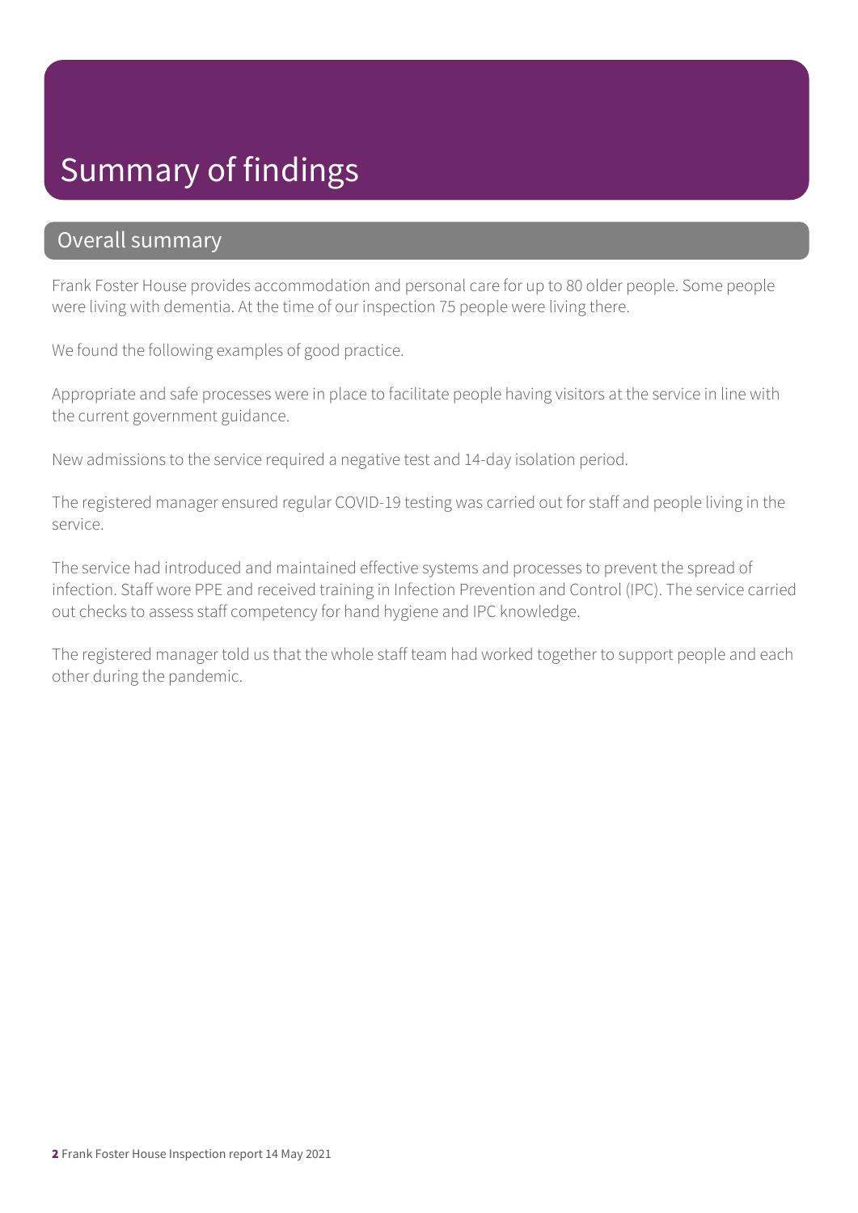# Summary of findings

## Overall summary

Frank Foster House provides accommodation and personal care for up to 80 older people. Some people were living with dementia. At the time of our inspection 75 people were living there.

We found the following examples of good practice.

Appropriate and safe processes were in place to facilitate people having visitors at the service in line with the current government guidance.

New admissions to the service required a negative test and 14-day isolation period.

The registered manager ensured regular COVID-19 testing was carried out for staff and people living in the service.

The service had introduced and maintained effective systems and processes to prevent the spread of infection. Staff wore PPE and received training in Infection Prevention and Control (IPC). The service carried out checks to assess staff competency for hand hygiene and IPC knowledge.

The registered manager told us that the whole staff team had worked together to support people and each other during the pandemic.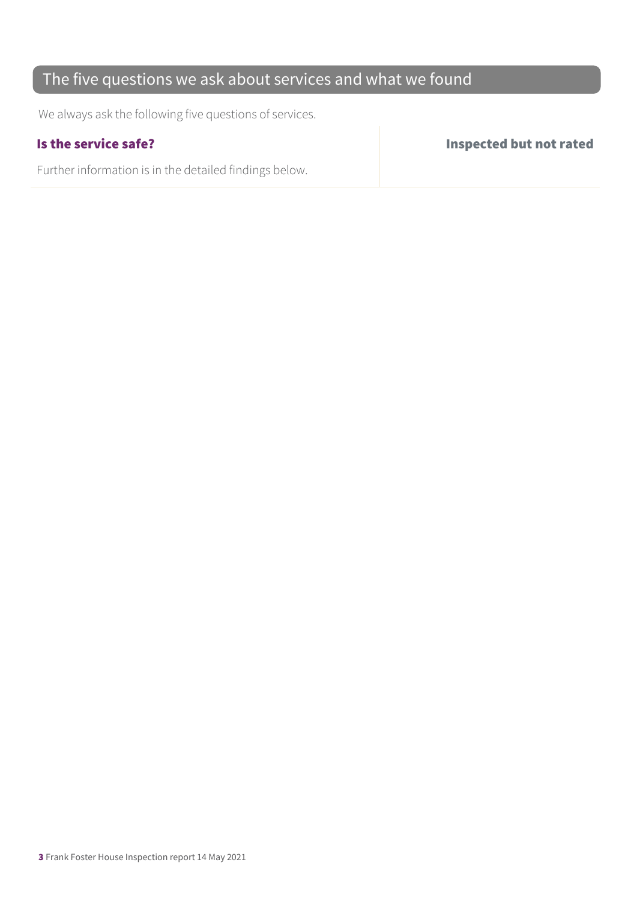## The five questions we ask about services and what we found

We always ask the following five questions of services.

| **Is the service safe?** | **Inspected but not rated** |
| --- | --- |
| Further information is in the detailed findings below. | |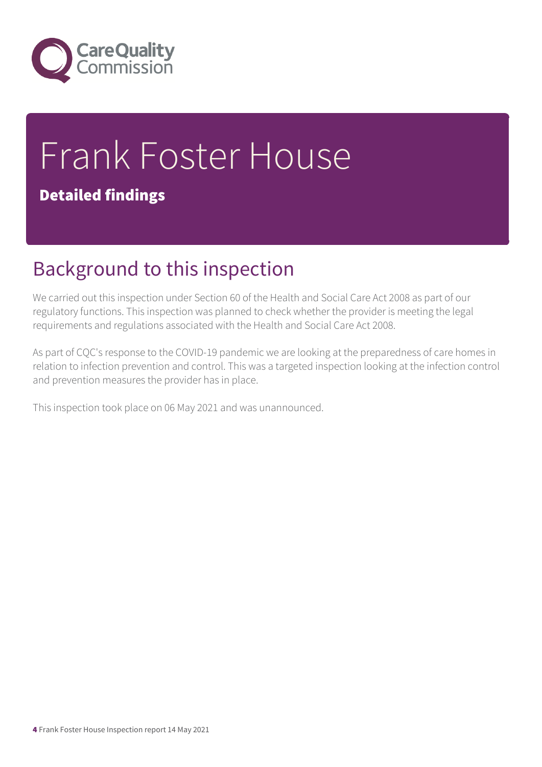# Frank Foster House

**Detailed findings**

## Background to this inspection

We carried out this inspection under Section 60 of the Health and Social Care Act 2008 as part of our regulatory functions. This inspection was planned to check whether the provider is meeting the legal requirements and regulations associated with the Health and Social Care Act 2008.

As part of CQC's response to the COVID-19 pandemic we are looking at the preparedness of care homes in relation to infection prevention and control. This was a targeted inspection looking at the infection control and prevention measures the provider has in place.

This inspection took place on 06 May 2021 and was unannounced.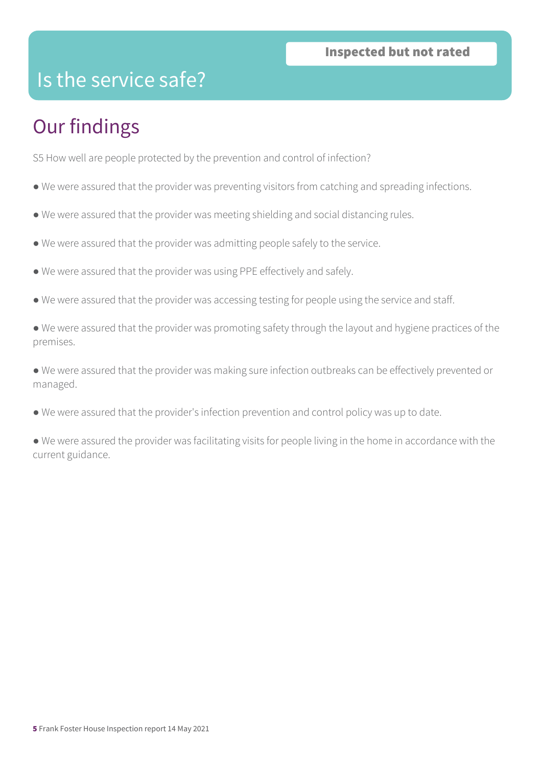# Is the service safe?

**Inspected but not rated**

## Our findings

S5 How well are people protected by the prevention and control of infection?

- We were assured that the provider was preventing visitors from catching and spreading infections.
- We were assured that the provider was meeting shielding and social distancing rules.
- We were assured that the provider was admitting people safely to the service.
- We were assured that the provider was using PPE effectively and safely.
- We were assured that the provider was accessing testing for people using the service and staff.
- We were assured that the provider was promoting safety through the layout and hygiene practices of the premises.
- We were assured that the provider was making sure infection outbreaks can be effectively prevented or managed.
- We were assured that the provider's infection prevention and control policy was up to date.
- We were assured the provider was facilitating visits for people living in the home in accordance with the current guidance.